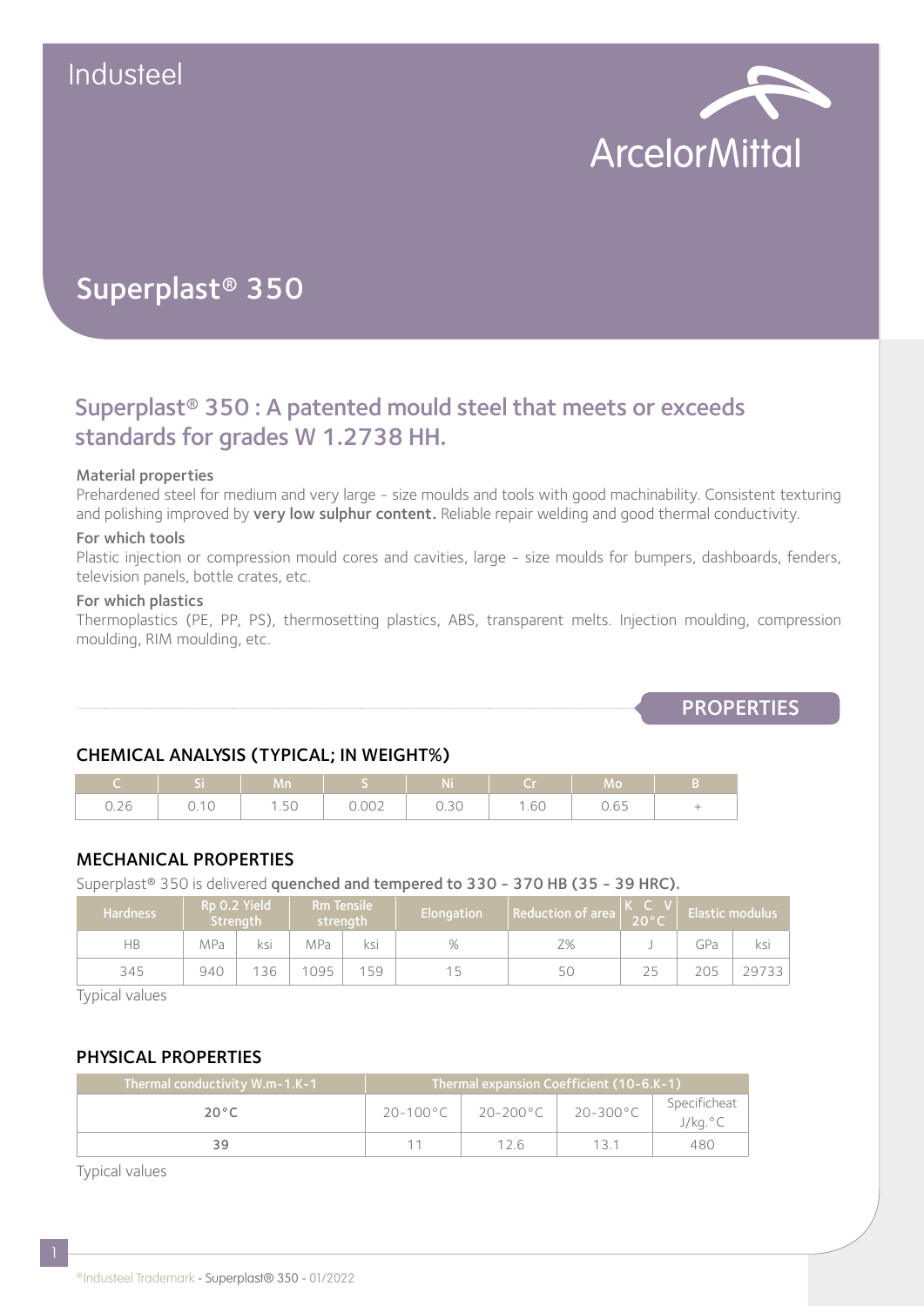Industeel

ArcelorMittal

# Superplast® 350

## Superplast® 350 : A patented mould steel that meets or exceeds standards for grades W 1.2738 HH.

#### Material properties

Prehardened steel for medium and very large - size moulds and tools with good machinability. Consistent texturing and polishing improved by **very low sulphur content.** Reliable repair welding and good thermal conductivity.

#### For which tools

Plastic injection or compression mould cores and cavities, large - size moulds for bumpers, dashboards, fenders, television panels, bottle crates, etc.

#### For which plastics

Thermoplastics (PE, PP, PS), thermosetting plastics, ABS, transparent melts. Injection moulding, compression moulding, RIM moulding, etc.

## PROPERTIES

### CHEMICAL ANALYSIS (TYPICAL; IN WEIGHT%)

| C | Si | Mn | S | Ni | Cr | Mo | B |
|---|---|---|---|---|---|---|---|
| 0.26 | 0.10 | 1.50 | 0.002 | 0.30 | 1.60 | 0.65 | + |

### MECHANICAL PROPERTIES

Superplast® 350 is delivered **quenched and tempered to 330 - 370 HB (35 - 39 HRC).**

| Hardness | Rp 0.2 Yield Strength | | Rm Tensile strength | | Elongation | Reduction of area | KCV 20°C | Elastic modulus | |
|---|---|---|---|---|---|---|---|---|---|
| HB | MPa | ksi | MPa | ksi | % | Z% | J | GPa | ksi |
| 345 | 940 | 136 | 1095 | 159 | 15 | 50 | 25 | 205 | 29733 |

Typical values

### PHYSICAL PROPERTIES

| Thermal conductivity W.m-1.K-1 | Thermal expansion Coefficient (10-6.K-1) | | | |
|---|---|---|---|---|
| 20°C | 20-100°C | 20-200°C | 20-300°C | Specificheat J/kg.°C |
| 39 | 11 | 12.6 | 13.1 | 480 |

Typical values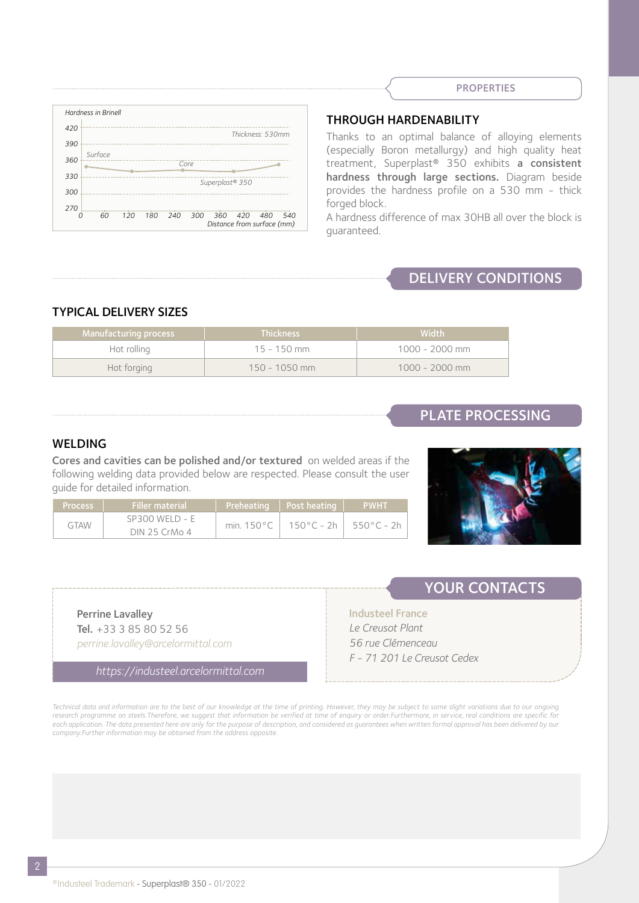## PROPERTIES

Hardness in Brinell
420
390
360
330
300
270
Thickness: 530mm
Surface
Core
Superplast® 350
0 60 120 180 240 300 360 420 480 540
Distance from surface (mm)

### THROUGH HARDENABILITY

Thanks to an optimal balance of alloying elements (especially Boron metallurgy) and high quality heat treatment, Superplast® 350 exhibits **a consistent hardness through large sections.** Diagram beside provides the hardness profile on a 530 mm - thick forged block.
A hardness difference of max 30HB all over the block is guaranteed.

## DELIVERY CONDITIONS

### TYPICAL DELIVERY SIZES

| Manufacturing process | Thickness | Width |
| --- | --- | --- |
| Hot rolling | 15 - 150 mm | 1000 - 2000 mm |
| Hot forging | 150 - 1050 mm | 1000 - 2000 mm |

## PLATE PROCESSING

### WELDING

**Cores and cavities can be polished and/or textured** on welded areas if the following welding data provided below are respected. Please consult the user guide for detailed information.

| Process | Filler material | Preheating | Post heating | PWHT |
| --- | --- | --- | --- | --- |
| GTAW | SP300 WELD - E DIN 25 CrMo 4 | min. 150°C | 150°C - 2h | 550°C - 2h |

## YOUR CONTACTS

**Perrine Lavalley**
**Tel.** +33 3 85 80 52 56
*perrine.lavalley@arcelormittal.com*

*https://industeel.arcelormittal.com*

Industeel France
*Le Creusot Plant*
*56 rue Clémenceau*
*F - 71 201 Le Creusot Cedex*

*Technical data and information are to the best of our knowledge at the time of printing. However, they may be subject to some slight variations due to our ongoing research programme on steels.Therefore, we suggest that information be verified at time of enquiry or order.Furthermore, in service, real conditions are specific for each application. The data presented here are only for the purpose of description, and considered as guarantees when written formal approval has been delivered by our company.Further information may be obtained from the address opposite.*

®Industeel Trademark - Superplast® 350 - 01/2022